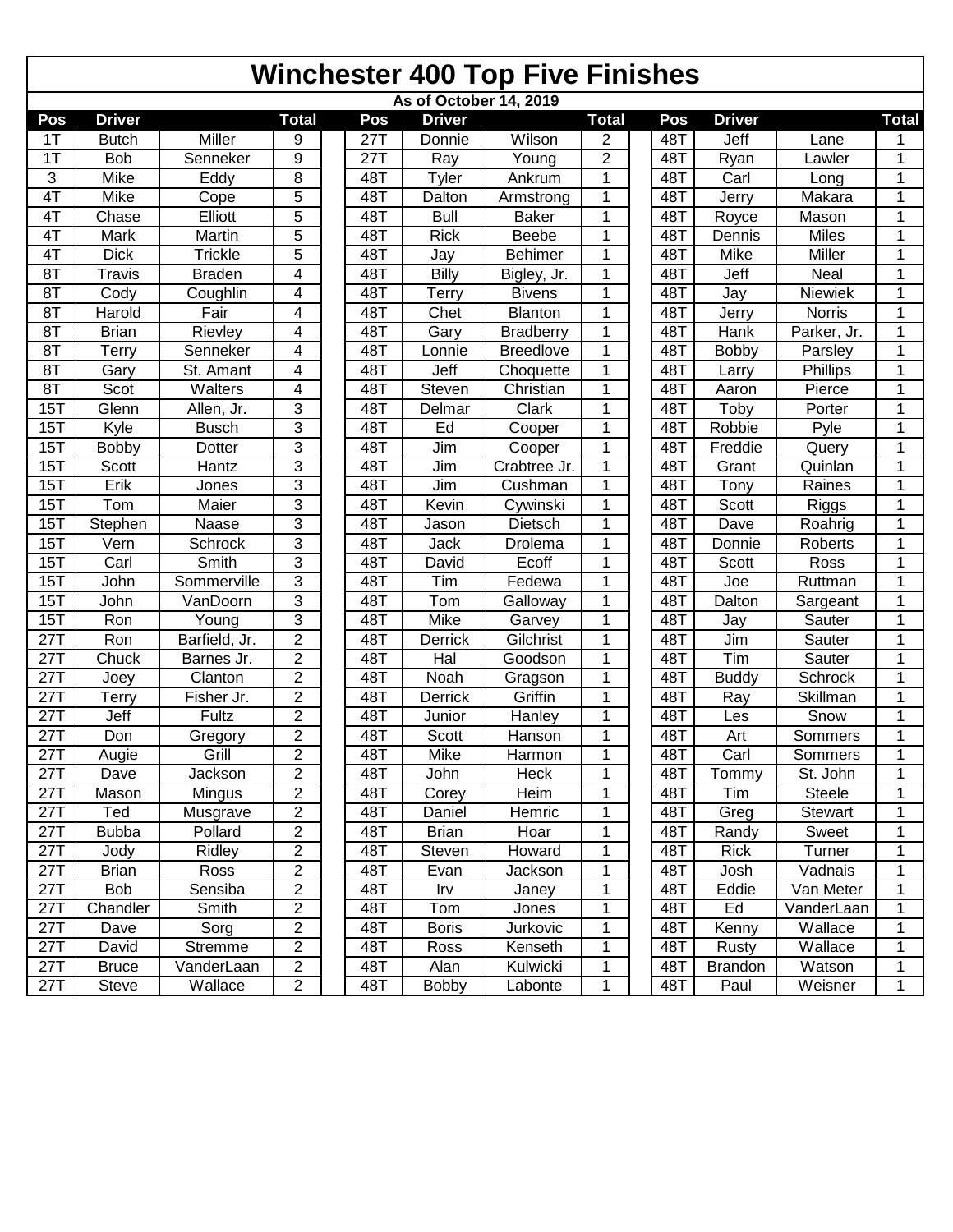# Winchester 400 Top Five Finishes

## As of October 14, 2019

| Pos | Driver | | Total | | Pos | Driver | | Total | | Pos | Driver | | Total |
|---|---|---|---|---|---|---|---|---|---|---|---|---|---|
| 1T | Butch | Miller | 9 | | 27T | Donnie | Wilson | 2 | | 48T | Jeff | Lane | 1 |
| 1T | Bob | Senneker | 9 | | 27T | Ray | Young | 2 | | 48T | Ryan | Lawler | 1 |
| 3 | Mike | Eddy | 8 | | 48T | Tyler | Ankrum | 1 | | 48T | Carl | Long | 1 |
| 4T | Mike | Cope | 5 | | 48T | Dalton | Armstrong | 1 | | 48T | Jerry | Makara | 1 |
| 4T | Chase | Elliott | 5 | | 48T | Bull | Baker | 1 | | 48T | Royce | Mason | 1 |
| 4T | Mark | Martin | 5 | | 48T | Rick | Beebe | 1 | | 48T | Dennis | Miles | 1 |
| 4T | Dick | Trickle | 5 | | 48T | Jay | Behimer | 1 | | 48T | Mike | Miller | 1 |
| 8T | Travis | Braden | 4 | | 48T | Billy | Bigley, Jr. | 1 | | 48T | Jeff | Neal | 1 |
| 8T | Cody | Coughlin | 4 | | 48T | Terry | Bivens | 1 | | 48T | Jay | Niewiek | 1 |
| 8T | Harold | Fair | 4 | | 48T | Chet | Blanton | 1 | | 48T | Jerry | Norris | 1 |
| 8T | Brian | Rievley | 4 | | 48T | Gary | Bradberry | 1 | | 48T | Hank | Parker, Jr. | 1 |
| 8T | Terry | Senneker | 4 | | 48T | Lonnie | Breedlove | 1 | | 48T | Bobby | Parsley | 1 |
| 8T | Gary | St. Amant | 4 | | 48T | Jeff | Choquette | 1 | | 48T | Larry | Phillips | 1 |
| 8T | Scot | Walters | 4 | | 48T | Steven | Christian | 1 | | 48T | Aaron | Pierce | 1 |
| 15T | Glenn | Allen, Jr. | 3 | | 48T | Delmar | Clark | 1 | | 48T | Toby | Porter | 1 |
| 15T | Kyle | Busch | 3 | | 48T | Ed | Cooper | 1 | | 48T | Robbie | Pyle | 1 |
| 15T | Bobby | Dotter | 3 | | 48T | Jim | Cooper | 1 | | 48T | Freddie | Query | 1 |
| 15T | Scott | Hantz | 3 | | 48T | Jim | Crabtree Jr. | 1 | | 48T | Grant | Quinlan | 1 |
| 15T | Erik | Jones | 3 | | 48T | Jim | Cushman | 1 | | 48T | Tony | Raines | 1 |
| 15T | Tom | Maier | 3 | | 48T | Kevin | Cywinski | 1 | | 48T | Scott | Riggs | 1 |
| 15T | Stephen | Naase | 3 | | 48T | Jason | Dietsch | 1 | | 48T | Dave | Roahrig | 1 |
| 15T | Vern | Schrock | 3 | | 48T | Jack | Drolema | 1 | | 48T | Donnie | Roberts | 1 |
| 15T | Carl | Smith | 3 | | 48T | David | Ecoff | 1 | | 48T | Scott | Ross | 1 |
| 15T | John | Sommerville | 3 | | 48T | Tim | Fedewa | 1 | | 48T | Joe | Ruttman | 1 |
| 15T | John | VanDoorn | 3 | | 48T | Tom | Galloway | 1 | | 48T | Dalton | Sargeant | 1 |
| 15T | Ron | Young | 3 | | 48T | Mike | Garvey | 1 | | 48T | Jay | Sauter | 1 |
| 27T | Ron | Barfield, Jr. | 2 | | 48T | Derrick | Gilchrist | 1 | | 48T | Jim | Sauter | 1 |
| 27T | Chuck | Barnes Jr. | 2 | | 48T | Hal | Goodson | 1 | | 48T | Tim | Sauter | 1 |
| 27T | Joey | Clanton | 2 | | 48T | Noah | Gragson | 1 | | 48T | Buddy | Schrock | 1 |
| 27T | Terry | Fisher Jr. | 2 | | 48T | Derrick | Griffin | 1 | | 48T | Ray | Skillman | 1 |
| 27T | Jeff | Fultz | 2 | | 48T | Junior | Hanley | 1 | | 48T | Les | Snow | 1 |
| 27T | Don | Gregory | 2 | | 48T | Scott | Hanson | 1 | | 48T | Art | Sommers | 1 |
| 27T | Augie | Grill | 2 | | 48T | Mike | Harmon | 1 | | 48T | Carl | Sommers | 1 |
| 27T | Dave | Jackson | 2 | | 48T | John | Heck | 1 | | 48T | Tommy | St. John | 1 |
| 27T | Mason | Mingus | 2 | | 48T | Corey | Heim | 1 | | 48T | Tim | Steele | 1 |
| 27T | Ted | Musgrave | 2 | | 48T | Daniel | Hemric | 1 | | 48T | Greg | Stewart | 1 |
| 27T | Bubba | Pollard | 2 | | 48T | Brian | Hoar | 1 | | 48T | Randy | Sweet | 1 |
| 27T | Jody | Ridley | 2 | | 48T | Steven | Howard | 1 | | 48T | Rick | Turner | 1 |
| 27T | Brian | Ross | 2 | | 48T | Evan | Jackson | 1 | | 48T | Josh | Vadnais | 1 |
| 27T | Bob | Sensiba | 2 | | 48T | Irv | Janey | 1 | | 48T | Eddie | Van Meter | 1 |
| 27T | Chandler | Smith | 2 | | 48T | Tom | Jones | 1 | | 48T | Ed | VanderLaan | 1 |
| 27T | Dave | Sorg | 2 | | 48T | Boris | Jurkovic | 1 | | 48T | Kenny | Wallace | 1 |
| 27T | David | Stremme | 2 | | 48T | Ross | Kenseth | 1 | | 48T | Rusty | Wallace | 1 |
| 27T | Bruce | VanderLaan | 2 | | 48T | Alan | Kulwicki | 1 | | 48T | Brandon | Watson | 1 |
| 27T | Steve | Wallace | 2 | | 48T | Bobby | Labonte | 1 | | 48T | Paul | Weisner | 1 |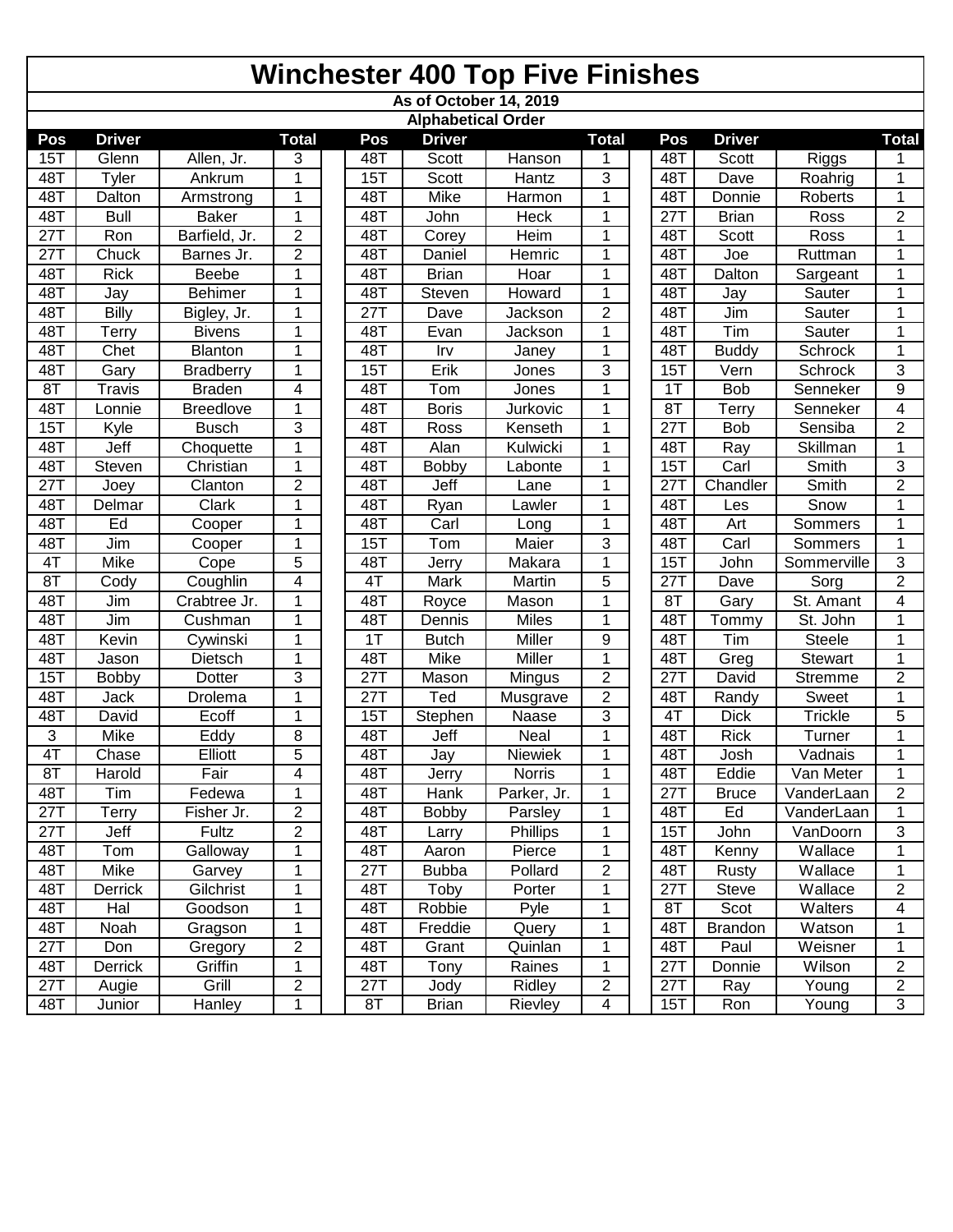# Winchester 400 Top Five Finishes

**As of October 14, 2019**

**Alphabetical Order**

| Pos | Driver | | Total | | Pos | Driver | | Total | | Pos | Driver | | Total |
|---|---|---|---|---|---|---|---|---|---|---|---|---|---|
| 15T | Glenn | Allen, Jr. | 3 | | 48T | Scott | Hanson | 1 | | 48T | Scott | Riggs | 1 |
| 48T | Tyler | Ankrum | 1 | | 15T | Scott | Hantz | 3 | | 48T | Dave | Roahrig | 1 |
| 48T | Dalton | Armstrong | 1 | | 48T | Mike | Harmon | 1 | | 48T | Donnie | Roberts | 1 |
| 48T | Bull | Baker | 1 | | 48T | John | Heck | 1 | | 27T | Brian | Ross | 2 |
| 27T | Ron | Barfield, Jr. | 2 | | 48T | Corey | Heim | 1 | | 48T | Scott | Ross | 1 |
| 27T | Chuck | Barnes Jr. | 2 | | 48T | Daniel | Hemric | 1 | | 48T | Joe | Ruttman | 1 |
| 48T | Rick | Beebe | 1 | | 48T | Brian | Hoar | 1 | | 48T | Dalton | Sargeant | 1 |
| 48T | Jay | Behimer | 1 | | 48T | Steven | Howard | 1 | | 48T | Jay | Sauter | 1 |
| 48T | Billy | Bigley, Jr. | 1 | | 27T | Dave | Jackson | 2 | | 48T | Jim | Sauter | 1 |
| 48T | Terry | Bivens | 1 | | 48T | Evan | Jackson | 1 | | 48T | Tim | Sauter | 1 |
| 48T | Chet | Blanton | 1 | | 48T | Irv | Janey | 1 | | 48T | Buddy | Schrock | 1 |
| 48T | Gary | Bradberry | 1 | | 15T | Erik | Jones | 3 | | 15T | Vern | Schrock | 3 |
| 8T | Travis | Braden | 4 | | 48T | Tom | Jones | 1 | | 1T | Bob | Senneker | 9 |
| 48T | Lonnie | Breedlove | 1 | | 48T | Boris | Jurkovic | 1 | | 8T | Terry | Senneker | 4 |
| 15T | Kyle | Busch | 3 | | 48T | Ross | Kenseth | 1 | | 27T | Bob | Sensiba | 2 |
| 48T | Jeff | Choquette | 1 | | 48T | Alan | Kulwicki | 1 | | 48T | Ray | Skillman | 1 |
| 48T | Steven | Christian | 1 | | 48T | Bobby | Labonte | 1 | | 15T | Carl | Smith | 3 |
| 27T | Joey | Clanton | 2 | | 48T | Jeff | Lane | 1 | | 27T | Chandler | Smith | 2 |
| 48T | Delmar | Clark | 1 | | 48T | Ryan | Lawler | 1 | | 48T | Les | Snow | 1 |
| 48T | Ed | Cooper | 1 | | 48T | Carl | Long | 1 | | 48T | Art | Sommers | 1 |
| 48T | Jim | Cooper | 1 | | 15T | Tom | Maier | 3 | | 48T | Carl | Sommers | 1 |
| 4T | Mike | Cope | 5 | | 48T | Jerry | Makara | 1 | | 15T | John | Sommerville | 3 |
| 8T | Cody | Coughlin | 4 | | 4T | Mark | Martin | 5 | | 27T | Dave | Sorg | 2 |
| 48T | Jim | Crabtree Jr. | 1 | | 48T | Royce | Mason | 1 | | 8T | Gary | St. Amant | 4 |
| 48T | Jim | Cushman | 1 | | 48T | Dennis | Miles | 1 | | 48T | Tommy | St. John | 1 |
| 48T | Kevin | Cywinski | 1 | | 1T | Butch | Miller | 9 | | 48T | Tim | Steele | 1 |
| 48T | Jason | Dietsch | 1 | | 48T | Mike | Miller | 1 | | 48T | Greg | Stewart | 1 |
| 15T | Bobby | Dotter | 3 | | 27T | Mason | Mingus | 2 | | 27T | David | Stremme | 2 |
| 48T | Jack | Drolema | 1 | | 27T | Ted | Musgrave | 2 | | 48T | Randy | Sweet | 1 |
| 48T | David | Ecoff | 1 | | 15T | Stephen | Naase | 3 | | 4T | Dick | Trickle | 5 |
| 3 | Mike | Eddy | 8 | | 48T | Jeff | Neal | 1 | | 48T | Rick | Turner | 1 |
| 4T | Chase | Elliott | 5 | | 48T | Jay | Niewiek | 1 | | 48T | Josh | Vadnais | 1 |
| 8T | Harold | Fair | 4 | | 48T | Jerry | Norris | 1 | | 48T | Eddie | Van Meter | 1 |
| 48T | Tim | Fedewa | 1 | | 48T | Hank | Parker, Jr. | 1 | | 27T | Bruce | VanderLaan | 2 |
| 27T | Terry | Fisher Jr. | 2 | | 48T | Bobby | Parsley | 1 | | 48T | Ed | VanderLaan | 1 |
| 27T | Jeff | Fultz | 2 | | 48T | Larry | Phillips | 1 | | 15T | John | VanDoorn | 3 |
| 48T | Tom | Galloway | 1 | | 48T | Aaron | Pierce | 1 | | 48T | Kenny | Wallace | 1 |
| 48T | Mike | Garvey | 1 | | 27T | Bubba | Pollard | 2 | | 48T | Rusty | Wallace | 1 |
| 48T | Derrick | Gilchrist | 1 | | 48T | Toby | Porter | 1 | | 27T | Steve | Wallace | 2 |
| 48T | Hal | Goodson | 1 | | 48T | Robbie | Pyle | 1 | | 8T | Scot | Walters | 4 |
| 48T | Noah | Gragson | 1 | | 48T | Freddie | Query | 1 | | 48T | Brandon | Watson | 1 |
| 27T | Don | Gregory | 2 | | 48T | Grant | Quinlan | 1 | | 48T | Paul | Weisner | 1 |
| 48T | Derrick | Griffin | 1 | | 48T | Tony | Raines | 1 | | 27T | Donnie | Wilson | 2 |
| 27T | Augie | Grill | 2 | | 27T | Jody | Ridley | 2 | | 27T | Ray | Young | 2 |
| 48T | Junior | Hanley | 1 | | 8T | Brian | Rievley | 4 | | 15T | Ron | Young | 3 |